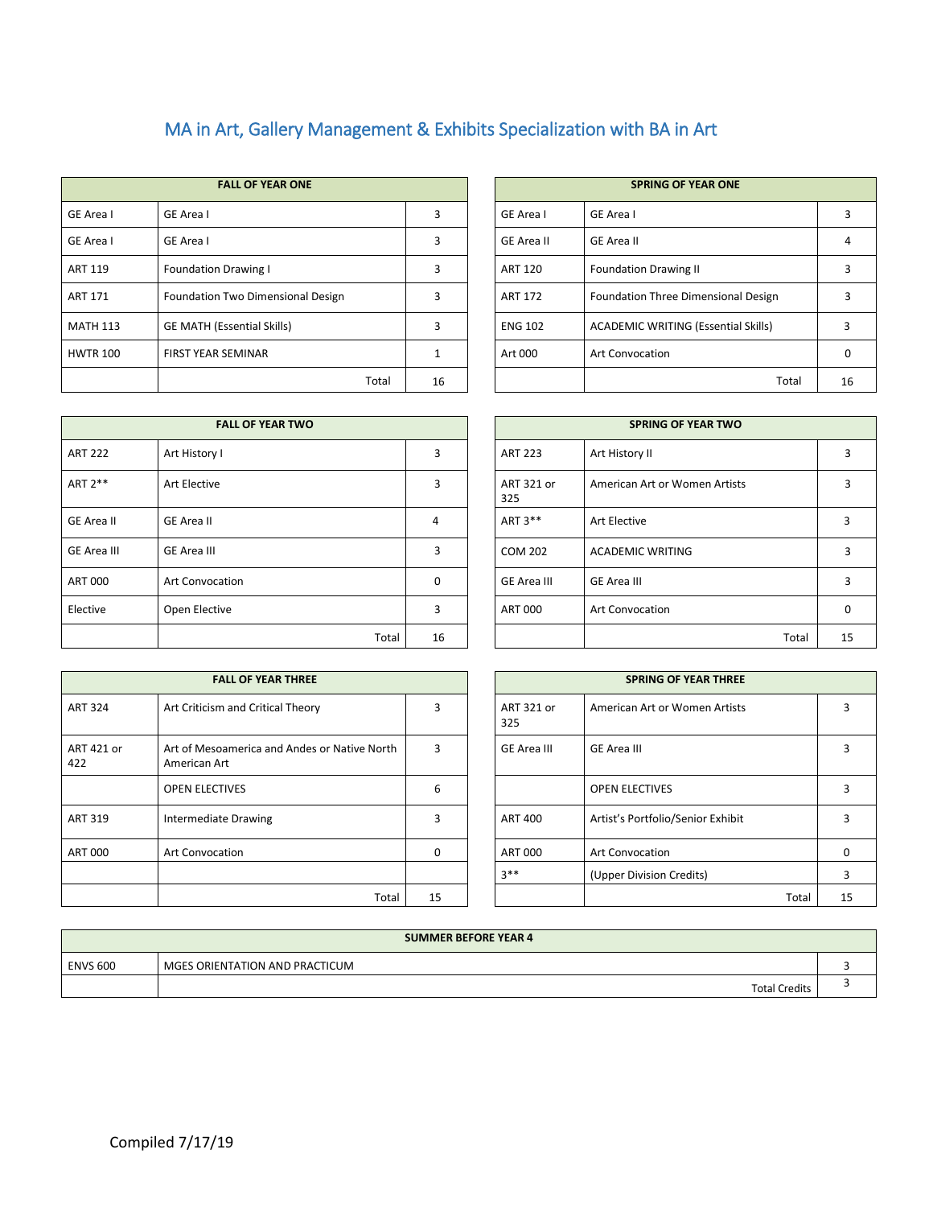# MA in Art, Gallery Management & Exhibits Specialization with BA in Art

| FALL OF YEAR ONE | | |
|---|---|---|
| GE Area I | GE Area I | 3 |
| GE Area I | GE Area I | 3 |
| ART 119 | Foundation Drawing I | 3 |
| ART 171 | Foundation Two Dimensional Design | 3 |
| MATH 113 | GE MATH (Essential Skills) | 3 |
| HWTR 100 | FIRST YEAR SEMINAR | 1 |
| | Total | 16 |

| SPRING OF YEAR ONE | | |
|---|---|---|
| GE Area I | GE Area I | 3 |
| GE Area II | GE Area II | 4 |
| ART 120 | Foundation Drawing II | 3 |
| ART 172 | Foundation Three Dimensional Design | 3 |
| ENG 102 | ACADEMIC WRITING (Essential Skills) | 3 |
| Art 000 | Art Convocation | 0 |
| | Total | 16 |

| FALL OF YEAR TWO | | |
|---|---|---|
| ART 222 | Art History I | 3 |
| ART 2** | Art Elective | 3 |
| GE Area II | GE Area II | 4 |
| GE Area III | GE Area III | 3 |
| ART 000 | Art Convocation | 0 |
| Elective | Open Elective | 3 |
| | Total | 16 |

| SPRING OF YEAR TWO | | |
|---|---|---|
| ART 223 | Art History II | 3 |
| ART 321 or 325 | American Art or Women Artists | 3 |
| ART 3** | Art Elective | 3 |
| COM 202 | ACADEMIC WRITING | 3 |
| GE Area III | GE Area III | 3 |
| ART 000 | Art Convocation | 0 |
| | Total | 15 |

| FALL OF YEAR THREE | | |
|---|---|---|
| ART 324 | Art Criticism and Critical Theory | 3 |
| ART 421 or 422 | Art of Mesoamerica and Andes or Native North American Art | 3 |
| | OPEN ELECTIVES | 6 |
| ART 319 | Intermediate Drawing | 3 |
| ART 000 | Art Convocation | 0 |
| | | |
| | Total | 15 |

| SPRING OF YEAR THREE | | |
|---|---|---|
| ART 321 or 325 | American Art or Women Artists | 3 |
| GE Area III | GE Area III | 3 |
| | OPEN ELECTIVES | 3 |
| ART 400 | Artist's Portfolio/Senior Exhibit | 3 |
| ART 000 | Art Convocation | 0 |
| 3** | (Upper Division Credits) | 3 |
| | Total | 15 |

| SUMMER BEFORE YEAR 4 | | |
|---|---|---|
| ENVS 600 | MGES ORIENTATION AND PRACTICUM | 3 |
| | Total Credits | 3 |

Compiled 7/17/19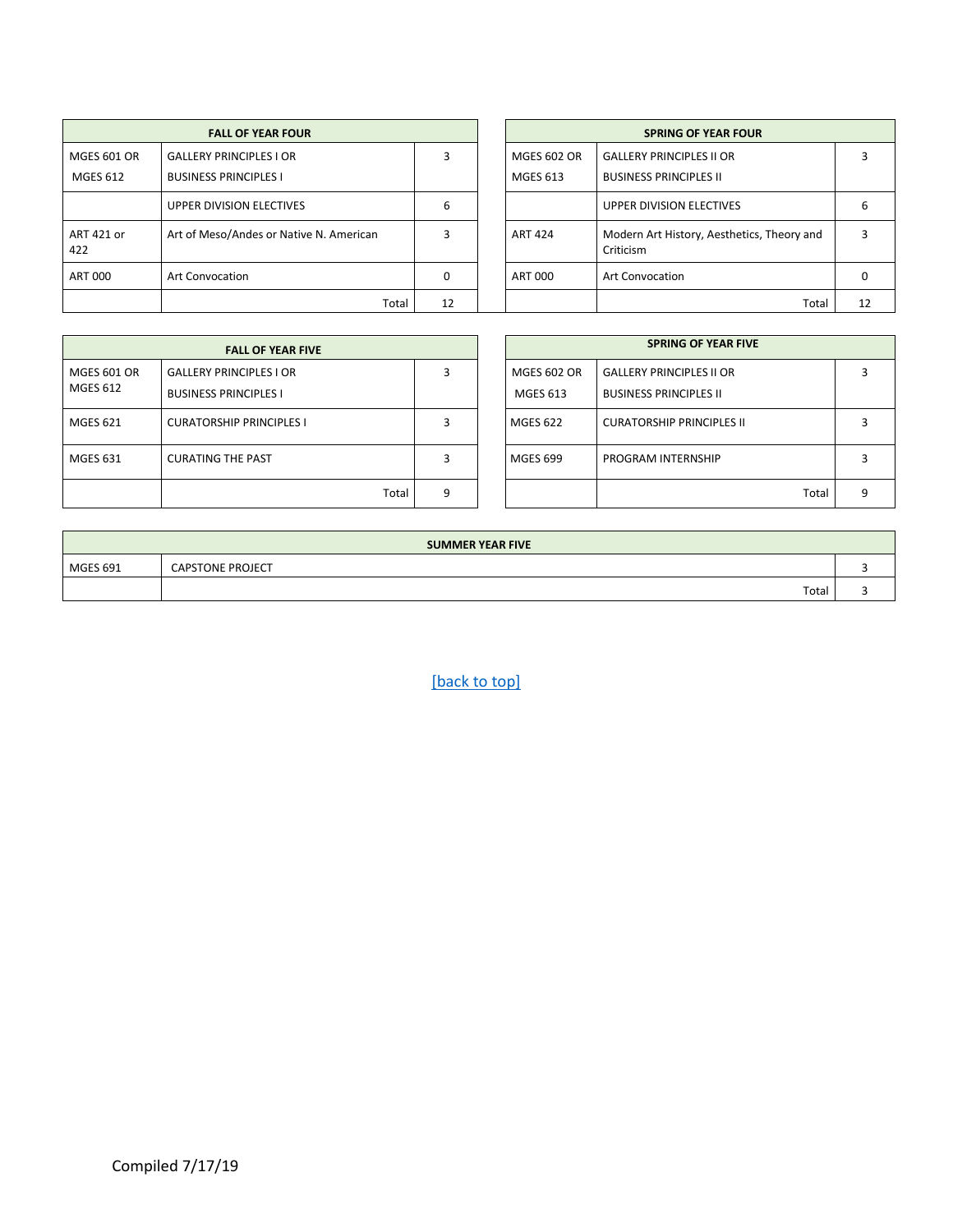| FALL OF YEAR FOUR | | |
|---|---|---|
| MGES 601 OR MGES 612 | GALLERY PRINCIPLES I OR BUSINESS PRINCIPLES I | 3 |
| | UPPER DIVISION ELECTIVES | 6 |
| ART 421 or 422 | Art of Meso/Andes or Native N. American | 3 |
| ART 000 | Art Convocation | 0 |
| | Total | 12 |

| SPRING OF YEAR FOUR | | |
|---|---|---|
| MGES 602 OR MGES 613 | GALLERY PRINCIPLES II OR BUSINESS PRINCIPLES II | 3 |
| | UPPER DIVISION ELECTIVES | 6 |
| ART 424 | Modern Art History, Aesthetics, Theory and Criticism | 3 |
| ART 000 | Art Convocation | 0 |
| | Total | 12 |

| FALL OF YEAR FIVE | | |
|---|---|---|
| MGES 601 OR MGES 612 | GALLERY PRINCIPLES I OR BUSINESS PRINCIPLES I | 3 |
| MGES 621 | CURATORSHIP PRINCIPLES I | 3 |
| MGES 631 | CURATING THE PAST | 3 |
| | Total | 9 |

| SPRING OF YEAR FIVE | | |
|---|---|---|
| MGES 602 OR MGES 613 | GALLERY PRINCIPLES II OR BUSINESS PRINCIPLES II | 3 |
| MGES 622 | CURATORSHIP PRINCIPLES II | 3 |
| MGES 699 | PROGRAM INTERNSHIP | 3 |
| | Total | 9 |

| SUMMER YEAR FIVE | | |
|---|---|---|
| MGES 691 | CAPSTONE PROJECT | 3 |
| | Total | 3 |

[back to top]

Compiled 7/17/19